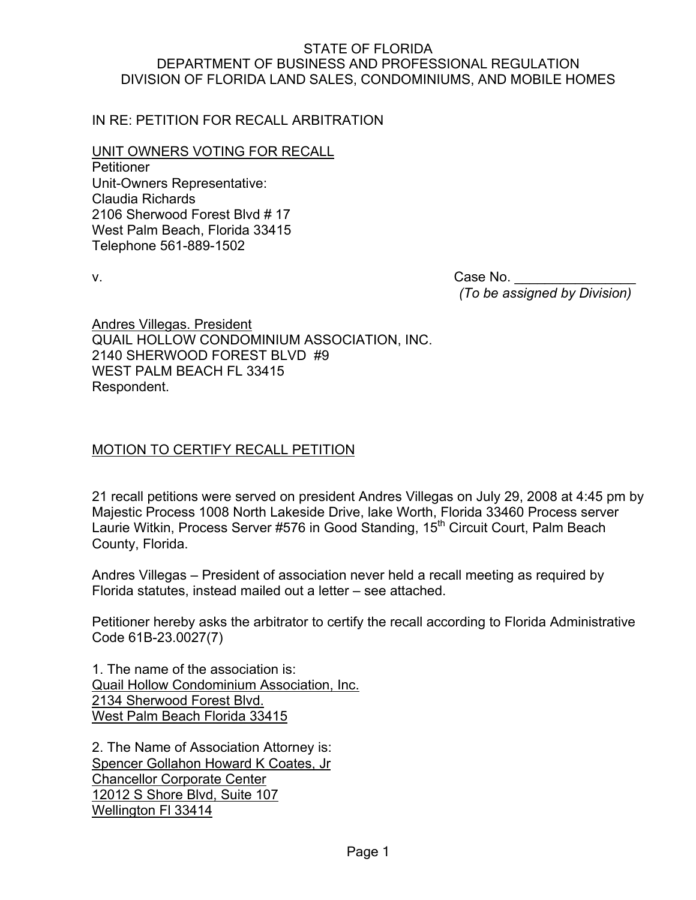STATE OF FLORIDA
DEPARTMENT OF BUSINESS AND PROFESSIONAL REGULATION
DIVISION OF FLORIDA LAND SALES, CONDOMINIUMS, AND MOBILE HOMES

IN RE: PETITION FOR RECALL ARBITRATION

UNIT OWNERS VOTING FOR RECALL
Petitioner
Unit-Owners Representative:
Claudia Richards
2106 Sherwood Forest Blvd # 17
West Palm Beach, Florida 33415
Telephone 561-889-1502

v. Case No. ________________
*(To be assigned by Division)*

Andres Villegas. President
QUAIL HOLLOW CONDOMINIUM ASSOCIATION, INC.
2140 SHERWOOD FOREST BLVD #9
WEST PALM BEACH FL 33415
Respondent.

MOTION TO CERTIFY RECALL PETITION

21 recall petitions were served on president Andres Villegas on July 29, 2008 at 4:45 pm by Majestic Process 1008 North Lakeside Drive, lake Worth, Florida 33460 Process server Laurie Witkin, Process Server #576 in Good Standing, 15th Circuit Court, Palm Beach County, Florida.

Andres Villegas – President of association never held a recall meeting as required by Florida statutes, instead mailed out a letter – see attached.

Petitioner hereby asks the arbitrator to certify the recall according to Florida Administrative Code 61B-23.0027(7)

1. The name of the association is:
Quail Hollow Condominium Association, Inc.
2134 Sherwood Forest Blvd.
West Palm Beach Florida 33415

2. The Name of Association Attorney is:
Spencer Gollahon Howard K Coates, Jr
Chancellor Corporate Center
12012 S Shore Blvd, Suite 107
Wellington Fl 33414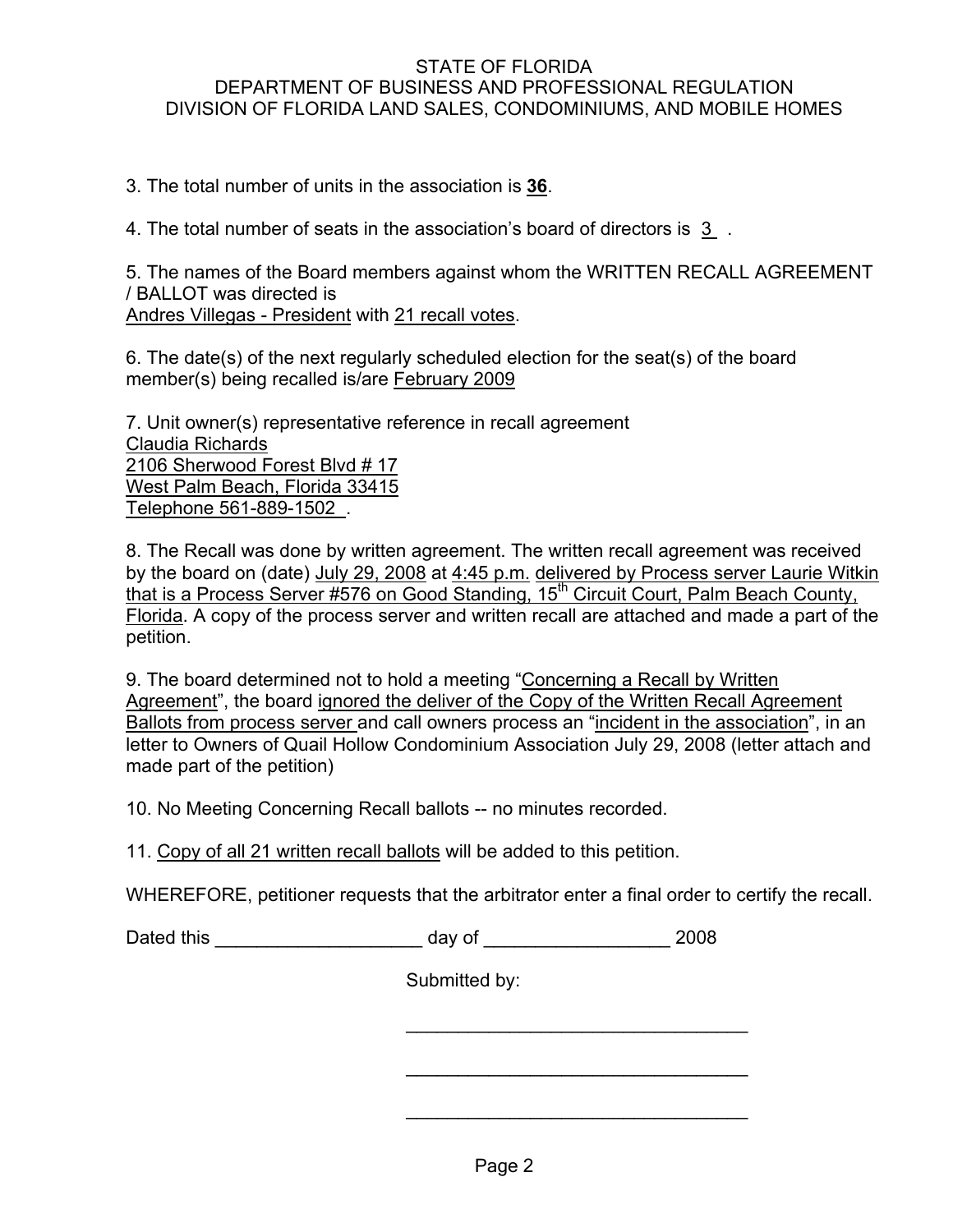STATE OF FLORIDA
DEPARTMENT OF BUSINESS AND PROFESSIONAL REGULATION
DIVISION OF FLORIDA LAND SALES, CONDOMINIUMS, AND MOBILE HOMES

3. The total number of units in the association is **36**.

4. The total number of seats in the association's board of directors is 3 .

5. The names of the Board members against whom the WRITTEN RECALL AGREEMENT / BALLOT was directed is
Andres Villegas - President with 21 recall votes.

6. The date(s) of the next regularly scheduled election for the seat(s) of the board member(s) being recalled is/are February 2009

7. Unit owner(s) representative reference in recall agreement
Claudia Richards
2106 Sherwood Forest Blvd # 17
West Palm Beach, Florida 33415
Telephone 561-889-1502 .

8. The Recall was done by written agreement. The written recall agreement was received by the board on (date) July 29, 2008 at 4:45 p.m. delivered by Process server Laurie Witkin that is a Process Server #576 on Good Standing, 15th Circuit Court, Palm Beach County, Florida. A copy of the process server and written recall are attached and made a part of the petition.

9. The board determined not to hold a meeting "Concerning a Recall by Written Agreement", the board ignored the deliver of the Copy of the Written Recall Agreement Ballots from process server and call owners process an "incident in the association", in an letter to Owners of Quail Hollow Condominium Association July 29, 2008 (letter attach and made part of the petition)

10. No Meeting Concerning Recall ballots -- no minutes recorded.

11. Copy of all 21 written recall ballots will be added to this petition.

WHEREFORE, petitioner requests that the arbitrator enter a final order to certify the recall.

Dated this ____________________ day of __________________ 2008

Submitted by:

__________________________________

__________________________________

__________________________________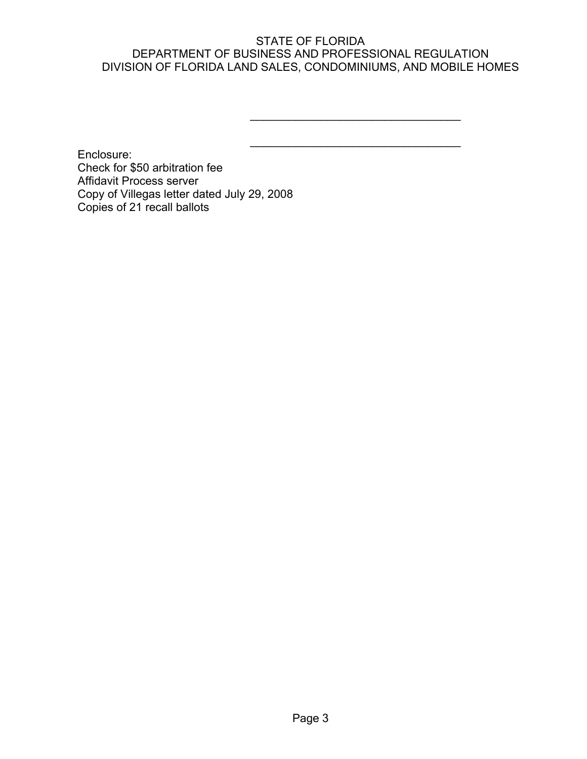STATE OF FLORIDA
DEPARTMENT OF BUSINESS AND PROFESSIONAL REGULATION
DIVISION OF FLORIDA LAND SALES, CONDOMINIUMS, AND MOBILE HOMES

\_\_\_\_\_\_\_\_\_\_\_\_\_\_\_\_\_\_\_\_\_\_\_\_\_\_\_\_\_\_\_\_\_\_

\_\_\_\_\_\_\_\_\_\_\_\_\_\_\_\_\_\_\_\_\_\_\_\_\_\_\_\_\_\_\_\_\_\_

Enclosure:
Check for $50 arbitration fee
Affidavit Process server
Copy of Villegas letter dated July 29, 2008
Copies of 21 recall ballots